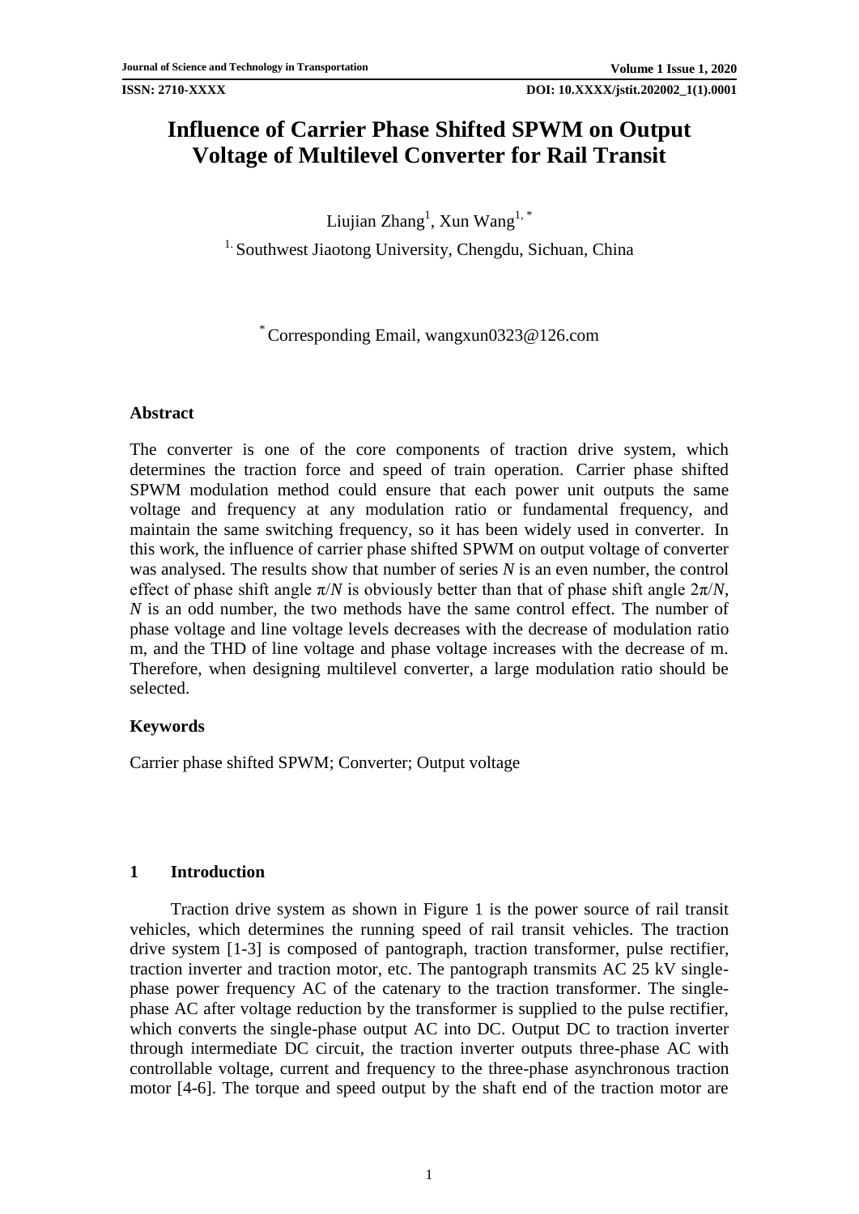# Influence of Carrier Phase Shifted SPWM on Output Voltage of Multilevel Converter for Rail Transit

Liujian Zhang[1], Xun Wang[1,*]

[1] Southwest Jiaotong University, Chengdu, Sichuan, China

[*] Corresponding Email, wangxun0323@126.com

## Abstract

The converter is one of the core components of traction drive system, which determines the traction force and speed of train operation. Carrier phase shifted SPWM modulation method could ensure that each power unit outputs the same voltage and frequency at any modulation ratio or fundamental frequency, and maintain the same switching frequency, so it has been widely used in converter. In this work, the influence of carrier phase shifted SPWM on output voltage of converter was analysed. The results show that number of series $N$ is an even number, the control effect of phase shift angle $\pi/N$ is obviously better than that of phase shift angle $2\pi/N$, $N$ is an odd number, the two methods have the same control effect. The number of phase voltage and line voltage levels decreases with the decrease of modulation ratio m, and the THD of line voltage and phase voltage increases with the decrease of m. Therefore, when designing multilevel converter, a large modulation ratio should be selected.

## Keywords

Carrier phase shifted SPWM; Converter; Output voltage

## 1 Introduction

Traction drive system as shown in Figure 1 is the power source of rail transit vehicles, which determines the running speed of rail transit vehicles. The traction drive system [1-3] is composed of pantograph, traction transformer, pulse rectifier, traction inverter and traction motor, etc. The pantograph transmits AC 25 kV single-phase power frequency AC of the catenary to the traction transformer. The single-phase AC after voltage reduction by the transformer is supplied to the pulse rectifier, which converts the single-phase output AC into DC. Output DC to traction inverter through intermediate DC circuit, the traction inverter outputs three-phase AC with controllable voltage, current and frequency to the three-phase asynchronous traction motor [4-6]. The torque and speed output by the shaft end of the traction motor are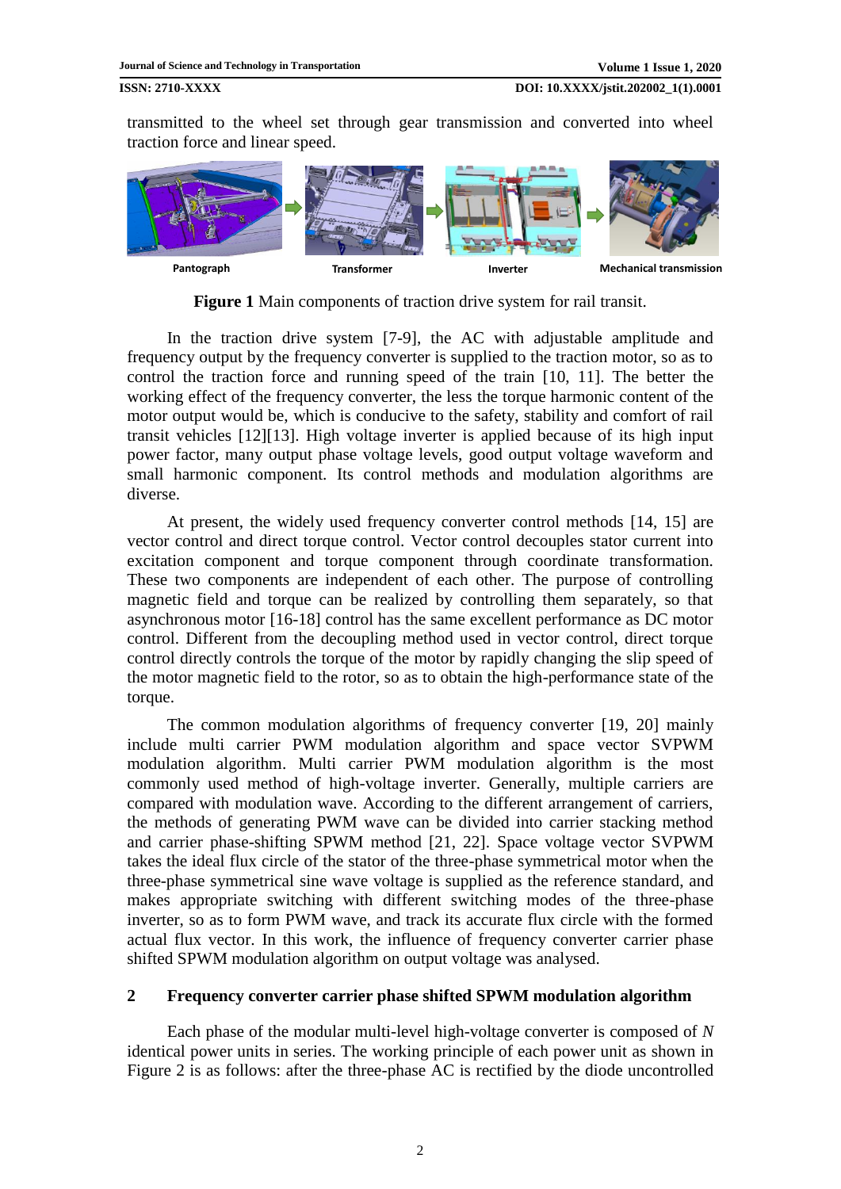transmitted to the wheel set through gear transmission and converted into wheel traction force and linear speed.

Pantograph Transformer Inverter Mechanical transmission

**Figure 1** Main components of traction drive system for rail transit.

In the traction drive system [7-9], the AC with adjustable amplitude and frequency output by the frequency converter is supplied to the traction motor, so as to control the traction force and running speed of the train [10, 11]. The better the working effect of the frequency converter, the less the torque harmonic content of the motor output would be, which is conducive to the safety, stability and comfort of rail transit vehicles [12][13]. High voltage inverter is applied because of its high input power factor, many output phase voltage levels, good output voltage waveform and small harmonic component. Its control methods and modulation algorithms are diverse.

At present, the widely used frequency converter control methods [14, 15] are vector control and direct torque control. Vector control decouples stator current into excitation component and torque component through coordinate transformation. These two components are independent of each other. The purpose of controlling magnetic field and torque can be realized by controlling them separately, so that asynchronous motor [16-18] control has the same excellent performance as DC motor control. Different from the decoupling method used in vector control, direct torque control directly controls the torque of the motor by rapidly changing the slip speed of the motor magnetic field to the rotor, so as to obtain the high-performance state of the torque.

The common modulation algorithms of frequency converter [19, 20] mainly include multi carrier PWM modulation algorithm and space vector SVPWM modulation algorithm. Multi carrier PWM modulation algorithm is the most commonly used method of high-voltage inverter. Generally, multiple carriers are compared with modulation wave. According to the different arrangement of carriers, the methods of generating PWM wave can be divided into carrier stacking method and carrier phase-shifting SPWM method [21, 22]. Space voltage vector SVPWM takes the ideal flux circle of the stator of the three-phase symmetrical motor when the three-phase symmetrical sine wave voltage is supplied as the reference standard, and makes appropriate switching with different switching modes of the three-phase inverter, so as to form PWM wave, and track its accurate flux circle with the formed actual flux vector. In this work, the influence of frequency converter carrier phase shifted SPWM modulation algorithm on output voltage was analysed.

## 2 Frequency converter carrier phase shifted SPWM modulation algorithm

Each phase of the modular multi-level high-voltage converter is composed of *N* identical power units in series. The working principle of each power unit as shown in Figure 2 is as follows: after the three-phase AC is rectified by the diode uncontrolled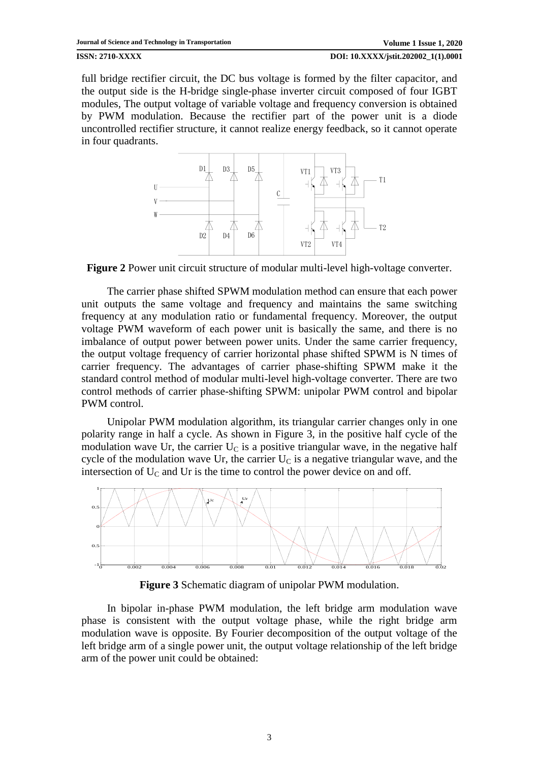full bridge rectifier circuit, the DC bus voltage is formed by the filter capacitor, and the output side is the H-bridge single-phase inverter circuit composed of four IGBT modules, The output voltage of variable voltage and frequency conversion is obtained by PWM modulation. Because the rectifier part of the power unit is a diode uncontrolled rectifier structure, it cannot realize energy feedback, so it cannot operate in four quadrants.

**Figure 2** Power unit circuit structure of modular multi-level high-voltage converter.

The carrier phase shifted SPWM modulation method can ensure that each power unit outputs the same voltage and frequency and maintains the same switching frequency at any modulation ratio or fundamental frequency. Moreover, the output voltage PWM waveform of each power unit is basically the same, and there is no imbalance of output power between power units. Under the same carrier frequency, the output voltage frequency of carrier horizontal phase shifted SPWM is N times of carrier frequency. The advantages of carrier phase-shifting SPWM make it the standard control method of modular multi-level high-voltage converter. There are two control methods of carrier phase-shifting SPWM: unipolar PWM control and bipolar PWM control.

Unipolar PWM modulation algorithm, its triangular carrier changes only in one polarity range in half a cycle. As shown in Figure 3, in the positive half cycle of the modulation wave Ur, the carrier $U_C$ is a positive triangular wave, in the negative half cycle of the modulation wave Ur, the carrier $U_C$ is a negative triangular wave, and the intersection of $U_C$ and Ur is the time to control the power device on and off.

**Figure 3** Schematic diagram of unipolar PWM modulation.

In bipolar in-phase PWM modulation, the left bridge arm modulation wave phase is consistent with the output voltage phase, while the right bridge arm modulation wave is opposite. By Fourier decomposition of the output voltage of the left bridge arm of a single power unit, the output voltage relationship of the left bridge arm of the power unit could be obtained: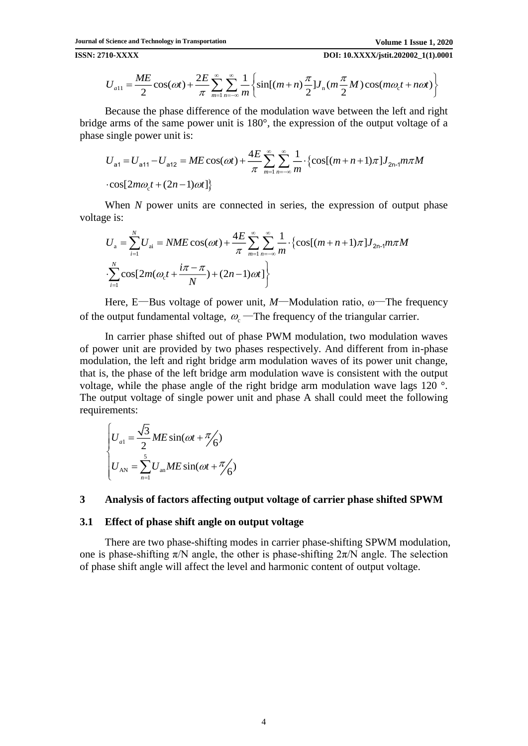$$U_{a11} = \frac{ME}{2}\cos(\omega t) + \frac{2E}{\pi}\sum_{m=1}^{\infty}\sum_{n=-\infty}^{\infty}\frac{1}{m}\left\{\sin[(m+n)\frac{\pi}{2}]J_{\mathrm{n}}(m\frac{\pi}{2}M)\cos(m\omega_{\mathrm{c}}t + n\omega t)\right\}$$

Because the phase difference of the modulation wave between the left and right bridge arms of the same power unit is 180°, the expression of the output voltage of a phase single power unit is:

$$U_{\mathrm{a1}} = U_{\mathrm{a11}} - U_{\mathrm{a12}} = ME\cos(\omega t) + \frac{4E}{\pi}\sum_{m=1}^{\infty}\sum_{n=-\infty}^{\infty}\frac{1}{m}\cdot\left\{\cos[(m+n+1)\pi]J_{\mathrm{2n\text{-}1}}m\pi M \cdot\cos[2m\omega_{\mathrm{c}}t + (2n-1)\omega t]\right\}$$

When $N$ power units are connected in series, the expression of output phase voltage is:

$$U_{\mathrm{a}} = \sum_{i=1}^{N}U_{\mathrm{ai}} = NME\cos(\omega t) + \frac{4E}{\pi}\sum_{m=1}^{\infty}\sum_{n=-\infty}^{\infty}\frac{1}{m}\cdot\left\{\cos[(m+n+1)\pi]J_{\mathrm{2n\text{-}1}}m\pi M \cdot\sum_{i=1}^{N}\cos[2m(\omega_{\mathrm{c}}t + \frac{i\pi - \pi}{N}) + (2n-1)\omega t]\right\}$$

Here, E—Bus voltage of power unit, $M$—Modulation ratio, ω—The frequency of the output fundamental voltage, $\omega_{\mathrm{c}}$ —The frequency of the triangular carrier.

In carrier phase shifted out of phase PWM modulation, two modulation waves of power unit are provided by two phases respectively. And different from in-phase modulation, the left and right bridge arm modulation waves of its power unit change, that is, the phase of the left bridge arm modulation wave is consistent with the output voltage, while the phase angle of the right bridge arm modulation wave lags 120 °. The output voltage of single power unit and phase A shall could meet the following requirements:

$$\begin{cases} U_{a1} = \dfrac{\sqrt{3}}{2}ME\sin(\omega t + \pi/6) \\ U_{\mathrm{AN}} = \sum_{n=1}^{5}U_{\mathrm{an}}ME\sin(\omega t + \pi/6) \end{cases}$$

## 3 Analysis of factors affecting output voltage of carrier phase shifted SPWM

### 3.1 Effect of phase shift angle on output voltage

There are two phase-shifting modes in carrier phase-shifting SPWM modulation, one is phase-shifting π/N angle, the other is phase-shifting 2π/N angle. The selection of phase shift angle will affect the level and harmonic content of output voltage.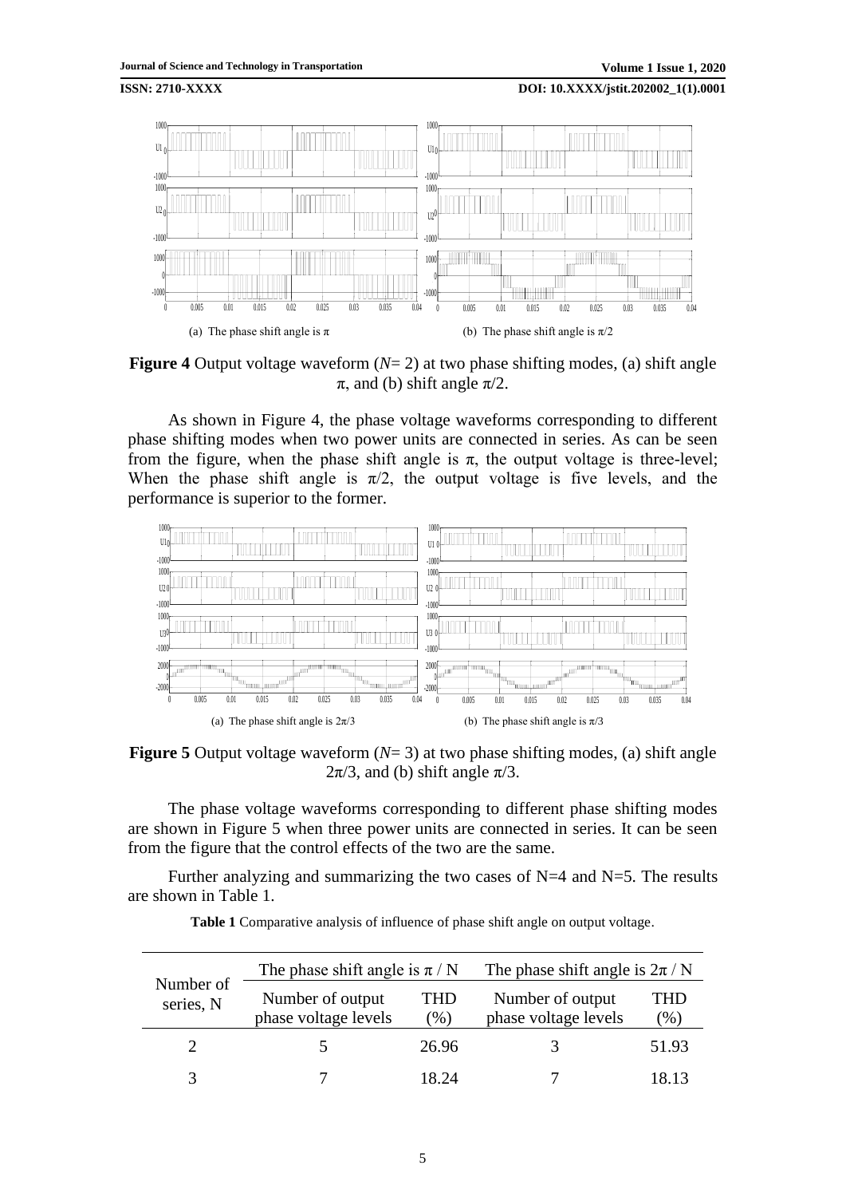(a) The phase shift angle is π (b) The phase shift angle is π/2

**Figure 4** Output voltage waveform ($N$= 2) at two phase shifting modes, (a) shift angle π, and (b) shift angle π/2.

As shown in Figure 4, the phase voltage waveforms corresponding to different phase shifting modes when two power units are connected in series. As can be seen from the figure, when the phase shift angle is π, the output voltage is three-level; When the phase shift angle is π/2, the output voltage is five levels, and the performance is superior to the former.

(a) The phase shift angle is 2π/3 (b) The phase shift angle is π/3

**Figure 5** Output voltage waveform ($N$= 3) at two phase shifting modes, (a) shift angle 2π/3, and (b) shift angle π/3.

The phase voltage waveforms corresponding to different phase shifting modes are shown in Figure 5 when three power units are connected in series. It can be seen from the figure that the control effects of the two are the same.

Further analyzing and summarizing the two cases of N=4 and N=5. The results are shown in Table 1.

**Table 1** Comparative analysis of influence of phase shift angle on output voltage.

| Number of series, N | The phase shift angle is π / N | | The phase shift angle is 2π / N | |
|---|---|---|---|---|
| | Number of output phase voltage levels | THD (%) | Number of output phase voltage levels | THD (%) |
| 2 | 5 | 26.96 | 3 | 51.93 |
| 3 | 7 | 18.24 | 7 | 18.13 |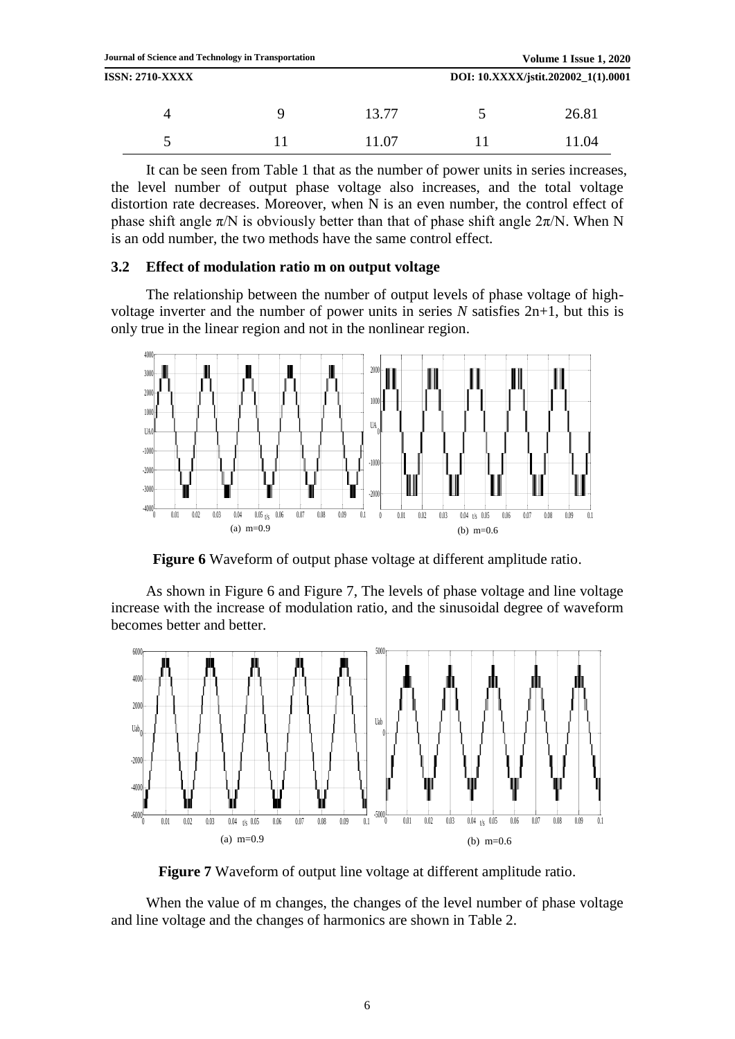| 4 | 9 | 13.77 | 5 | 26.81 |
|---|---|---|---|---|
| 5 | 11 | 11.07 | 11 | 11.04 |

It can be seen from Table 1 that as the number of power units in series increases, the level number of output phase voltage also increases, and the total voltage distortion rate decreases. Moreover, when N is an even number, the control effect of phase shift angle π/N is obviously better than that of phase shift angle 2π/N. When N is an odd number, the two methods have the same control effect.

### 3.2 Effect of modulation ratio m on output voltage

The relationship between the number of output levels of phase voltage of high-voltage inverter and the number of power units in series *N* satisfies 2n+1, but this is only true in the linear region and not in the nonlinear region.

(a) m=0.9 (b) m=0.6

**Figure 6** Waveform of output phase voltage at different amplitude ratio.

As shown in Figure 6 and Figure 7, The levels of phase voltage and line voltage increase with the increase of modulation ratio, and the sinusoidal degree of waveform becomes better and better.

(a) m=0.9 (b) m=0.6

**Figure 7** Waveform of output line voltage at different amplitude ratio.

When the value of m changes, the changes of the level number of phase voltage and line voltage and the changes of harmonics are shown in Table 2.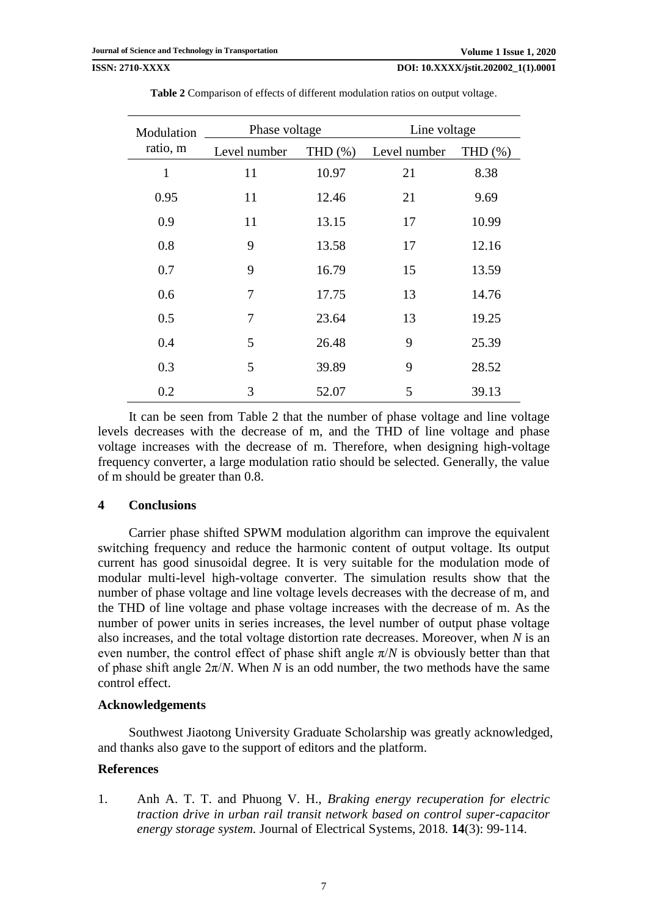**Table 2** Comparison of effects of different modulation ratios on output voltage.

| Modulation ratio, m | Phase voltage | | Line voltage | |
|---|---|---|---|---|
| | Level number | THD (%) | Level number | THD (%) |
| 1 | 11 | 10.97 | 21 | 8.38 |
| 0.95 | 11 | 12.46 | 21 | 9.69 |
| 0.9 | 11 | 13.15 | 17 | 10.99 |
| 0.8 | 9 | 13.58 | 17 | 12.16 |
| 0.7 | 9 | 16.79 | 15 | 13.59 |
| 0.6 | 7 | 17.75 | 13 | 14.76 |
| 0.5 | 7 | 23.64 | 13 | 19.25 |
| 0.4 | 5 | 26.48 | 9 | 25.39 |
| 0.3 | 5 | 39.89 | 9 | 28.52 |
| 0.2 | 3 | 52.07 | 5 | 39.13 |

It can be seen from Table 2 that the number of phase voltage and line voltage levels decreases with the decrease of m, and the THD of line voltage and phase voltage increases with the decrease of m. Therefore, when designing high-voltage frequency converter, a large modulation ratio should be selected. Generally, the value of m should be greater than 0.8.

## 4 Conclusions

Carrier phase shifted SPWM modulation algorithm can improve the equivalent switching frequency and reduce the harmonic content of output voltage. Its output current has good sinusoidal degree. It is very suitable for the modulation mode of modular multi-level high-voltage converter. The simulation results show that the number of phase voltage and line voltage levels decreases with the decrease of m, and the THD of line voltage and phase voltage increases with the decrease of m. As the number of power units in series increases, the level number of output phase voltage also increases, and the total voltage distortion rate decreases. Moreover, when $N$ is an even number, the control effect of phase shift angle $\pi/N$ is obviously better than that of phase shift angle $2\pi/N$. When $N$ is an odd number, the two methods have the same control effect.

## Acknowledgements

Southwest Jiaotong University Graduate Scholarship was greatly acknowledged, and thanks also gave to the support of editors and the platform.

## References

1. Anh A. T. T. and Phuong V. H., *Braking energy recuperation for electric traction drive in urban rail transit network based on control super-capacitor energy storage system.* Journal of Electrical Systems, 2018. **14**(3): 99-114.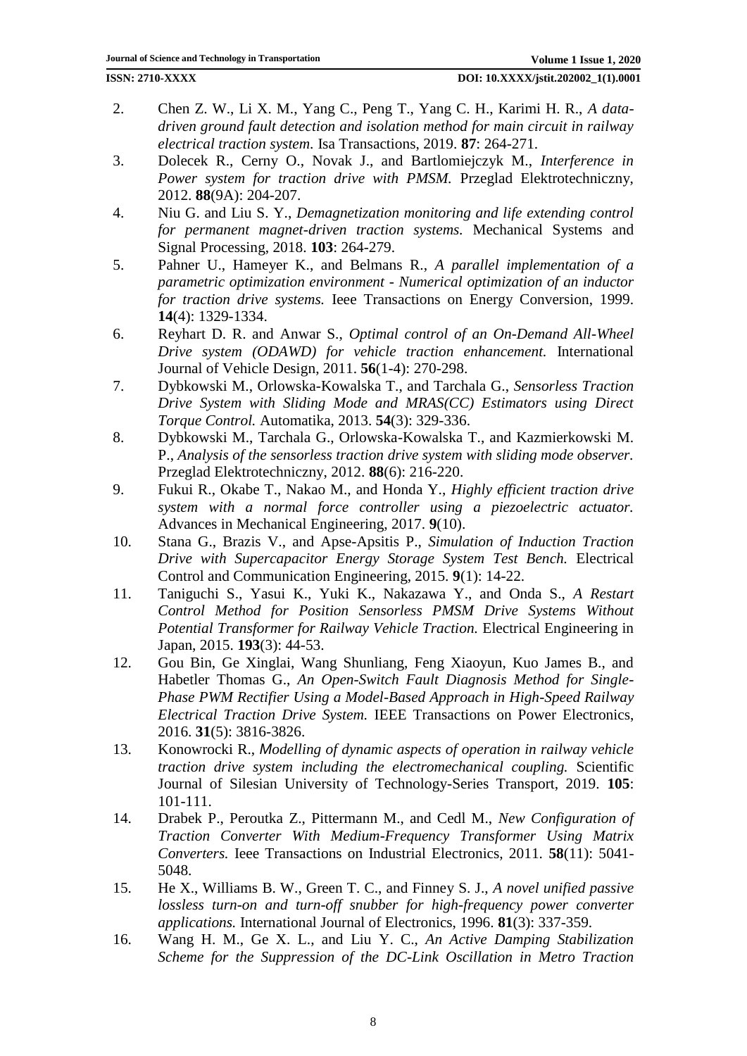2. Chen Z. W., Li X. M., Yang C., Peng T., Yang C. H., Karimi H. R., *A data-driven ground fault detection and isolation method for main circuit in railway electrical traction system.* Isa Transactions, 2019. **87**: 264-271.
3. Dolecek R., Cerny O., Novak J., and Bartlomiejczyk M., *Interference in Power system for traction drive with PMSM.* Przeglad Elektrotechniczny, 2012. **88**(9A): 204-207.
4. Niu G. and Liu S. Y., *Demagnetization monitoring and life extending control for permanent magnet-driven traction systems.* Mechanical Systems and Signal Processing, 2018. **103**: 264-279.
5. Pahner U., Hameyer K., and Belmans R., *A parallel implementation of a parametric optimization environment - Numerical optimization of an inductor for traction drive systems.* Ieee Transactions on Energy Conversion, 1999. **14**(4): 1329-1334.
6. Reyhart D. R. and Anwar S., *Optimal control of an On-Demand All-Wheel Drive system (ODAWD) for vehicle traction enhancement.* International Journal of Vehicle Design, 2011. **56**(1-4): 270-298.
7. Dybkowski M., Orlowska-Kowalska T., and Tarchala G., *Sensorless Traction Drive System with Sliding Mode and MRAS(CC) Estimators using Direct Torque Control.* Automatika, 2013. **54**(3): 329-336.
8. Dybkowski M., Tarchala G., Orlowska-Kowalska T., and Kazmierkowski M. P., *Analysis of the sensorless traction drive system with sliding mode observer.* Przeglad Elektrotechniczny, 2012. **88**(6): 216-220.
9. Fukui R., Okabe T., Nakao M., and Honda Y., *Highly efficient traction drive system with a normal force controller using a piezoelectric actuator.* Advances in Mechanical Engineering, 2017. **9**(10).
10. Stana G., Brazis V., and Apse-Apsitis P., *Simulation of Induction Traction Drive with Supercapacitor Energy Storage System Test Bench.* Electrical Control and Communication Engineering, 2015. **9**(1): 14-22.
11. Taniguchi S., Yasui K., Yuki K., Nakazawa Y., and Onda S., *A Restart Control Method for Position Sensorless PMSM Drive Systems Without Potential Transformer for Railway Vehicle Traction.* Electrical Engineering in Japan, 2015. **193**(3): 44-53.
12. Gou Bin, Ge Xinglai, Wang Shunliang, Feng Xiaoyun, Kuo James B., and Habetler Thomas G., *An Open-Switch Fault Diagnosis Method for Single-Phase PWM Rectifier Using a Model-Based Approach in High-Speed Railway Electrical Traction Drive System.* IEEE Transactions on Power Electronics, 2016. **31**(5): 3816-3826.
13. Konowrocki R., *Modelling of dynamic aspects of operation in railway vehicle traction drive system including the electromechanical coupling.* Scientific Journal of Silesian University of Technology-Series Transport, 2019. **105**: 101-111.
14. Drabek P., Peroutka Z., Pittermann M., and Cedl M., *New Configuration of Traction Converter With Medium-Frequency Transformer Using Matrix Converters.* Ieee Transactions on Industrial Electronics, 2011. **58**(11): 5041-5048.
15. He X., Williams B. W., Green T. C., and Finney S. J., *A novel unified passive lossless turn-on and turn-off snubber for high-frequency power converter applications.* International Journal of Electronics, 1996. **81**(3): 337-359.
16. Wang H. M., Ge X. L., and Liu Y. C., *An Active Damping Stabilization Scheme for the Suppression of the DC-Link Oscillation in Metro Traction*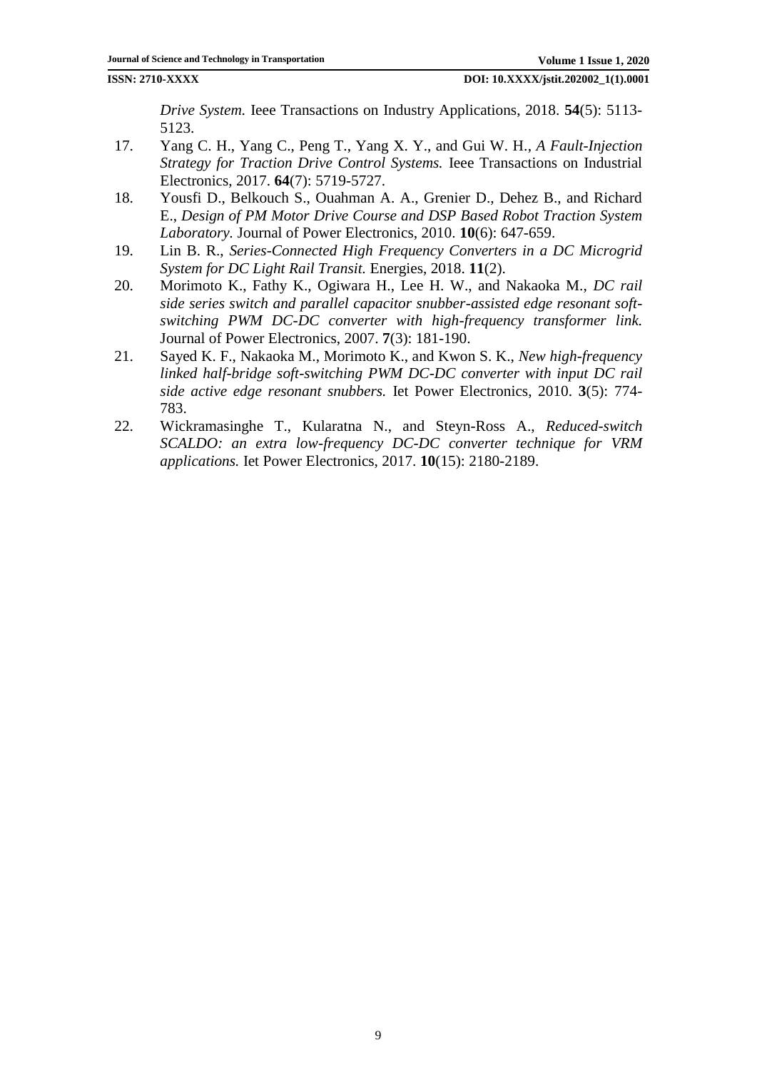*Drive System.* Ieee Transactions on Industry Applications, 2018. **54**(5): 5113-5123.

17. Yang C. H., Yang C., Peng T., Yang X. Y., and Gui W. H., *A Fault-Injection Strategy for Traction Drive Control Systems.* Ieee Transactions on Industrial Electronics, 2017. **64**(7): 5719-5727.
18. Yousfi D., Belkouch S., Ouahman A. A., Grenier D., Dehez B., and Richard E., *Design of PM Motor Drive Course and DSP Based Robot Traction System Laboratory.* Journal of Power Electronics, 2010. **10**(6): 647-659.
19. Lin B. R., *Series-Connected High Frequency Converters in a DC Microgrid System for DC Light Rail Transit.* Energies, 2018. **11**(2).
20. Morimoto K., Fathy K., Ogiwara H., Lee H. W., and Nakaoka M., *DC rail side series switch and parallel capacitor snubber-assisted edge resonant soft-switching PWM DC-DC converter with high-frequency transformer link.* Journal of Power Electronics, 2007. **7**(3): 181-190.
21. Sayed K. F., Nakaoka M., Morimoto K., and Kwon S. K., *New high-frequency linked half-bridge soft-switching PWM DC-DC converter with input DC rail side active edge resonant snubbers.* Iet Power Electronics, 2010. **3**(5): 774-783.
22. Wickramasinghe T., Kularatna N., and Steyn-Ross A., *Reduced-switch SCALDO: an extra low-frequency DC-DC converter technique for VRM applications.* Iet Power Electronics, 2017. **10**(15): 2180-2189.